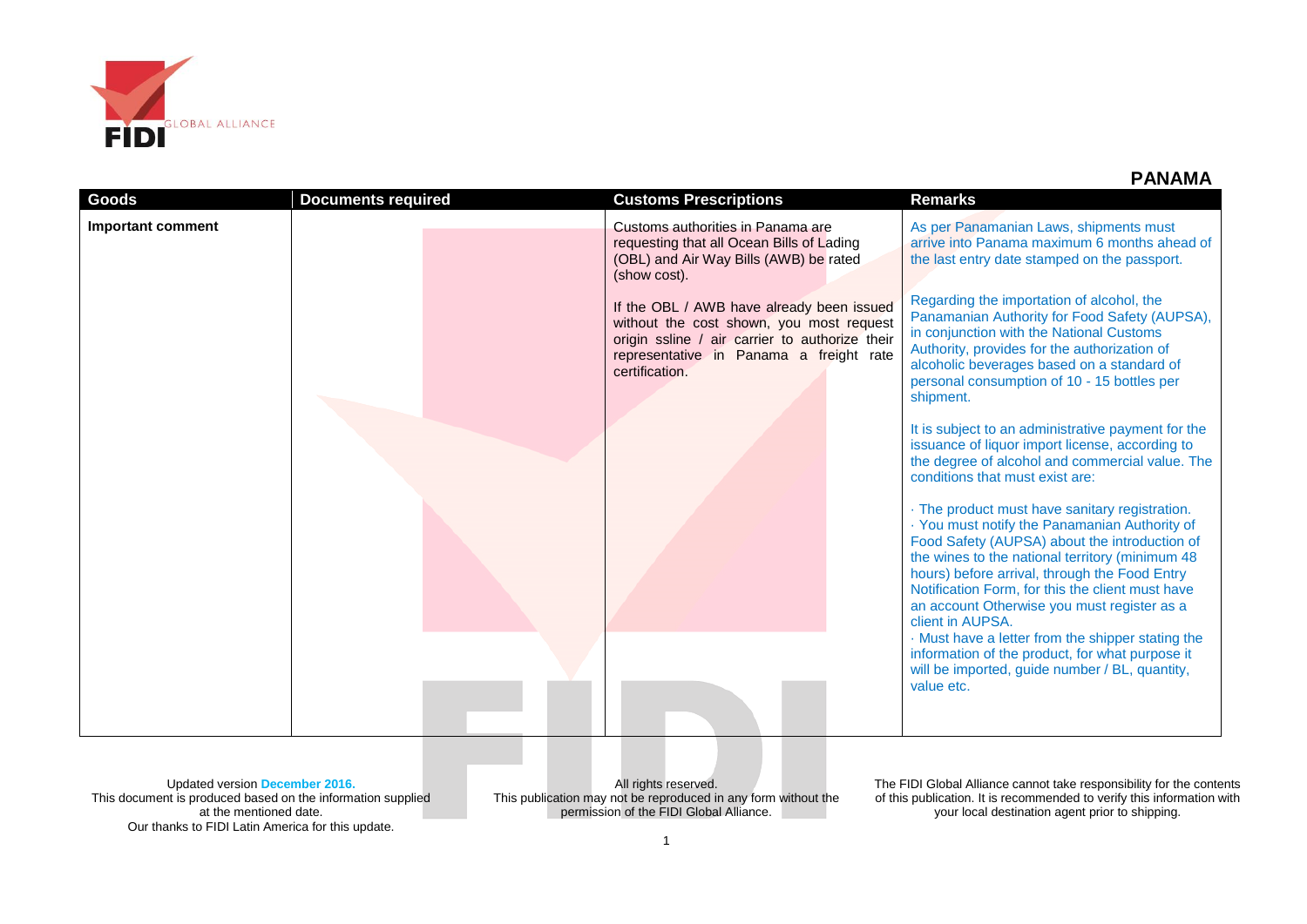# PANAMA

| Goods | Documents required | Customs Prescriptions | Remarks |
|---|---|---|---|
| **Important comment** | | Customs authorities in Panama are requesting that all Ocean Bills of Lading (OBL) and Air Way Bills (AWB) be rated (show cost).<br><br>If the OBL / AWB have already been issued without the cost shown, you most request origin ssline / air carrier to authorize their representative in Panama a freight rate certification. | As per Panamanian Laws, shipments must arrive into Panama maximum 6 months ahead of the last entry date stamped on the passport.<br><br>Regarding the importation of alcohol, the Panamanian Authority for Food Safety (AUPSA), in conjunction with the National Customs Authority, provides for the authorization of alcoholic beverages based on a standard of personal consumption of 10 - 15 bottles per shipment.<br><br>It is subject to an administrative payment for the issuance of liquor import license, according to the degree of alcohol and commercial value. The conditions that must exist are:<br><br>· The product must have sanitary registration.<br>· You must notify the Panamanian Authority of Food Safety (AUPSA) about the introduction of the wines to the national territory (minimum 48 hours) before arrival, through the Food Entry Notification Form, for this the client must have an account Otherwise you must register as a client in AUPSA.<br>· Must have a letter from the shipper stating the information of the product, for what purpose it will be imported, guide number / BL, quantity, value etc. |

Updated version **December 2016.**
This document is produced based on the information supplied at the mentioned date.
Our thanks to FIDI Latin America for this update.

All rights reserved.
This publication may not be reproduced in any form without the permission of the FIDI Global Alliance.

The FIDI Global Alliance cannot take responsibility for the contents of this publication. It is recommended to verify this information with your local destination agent prior to shipping.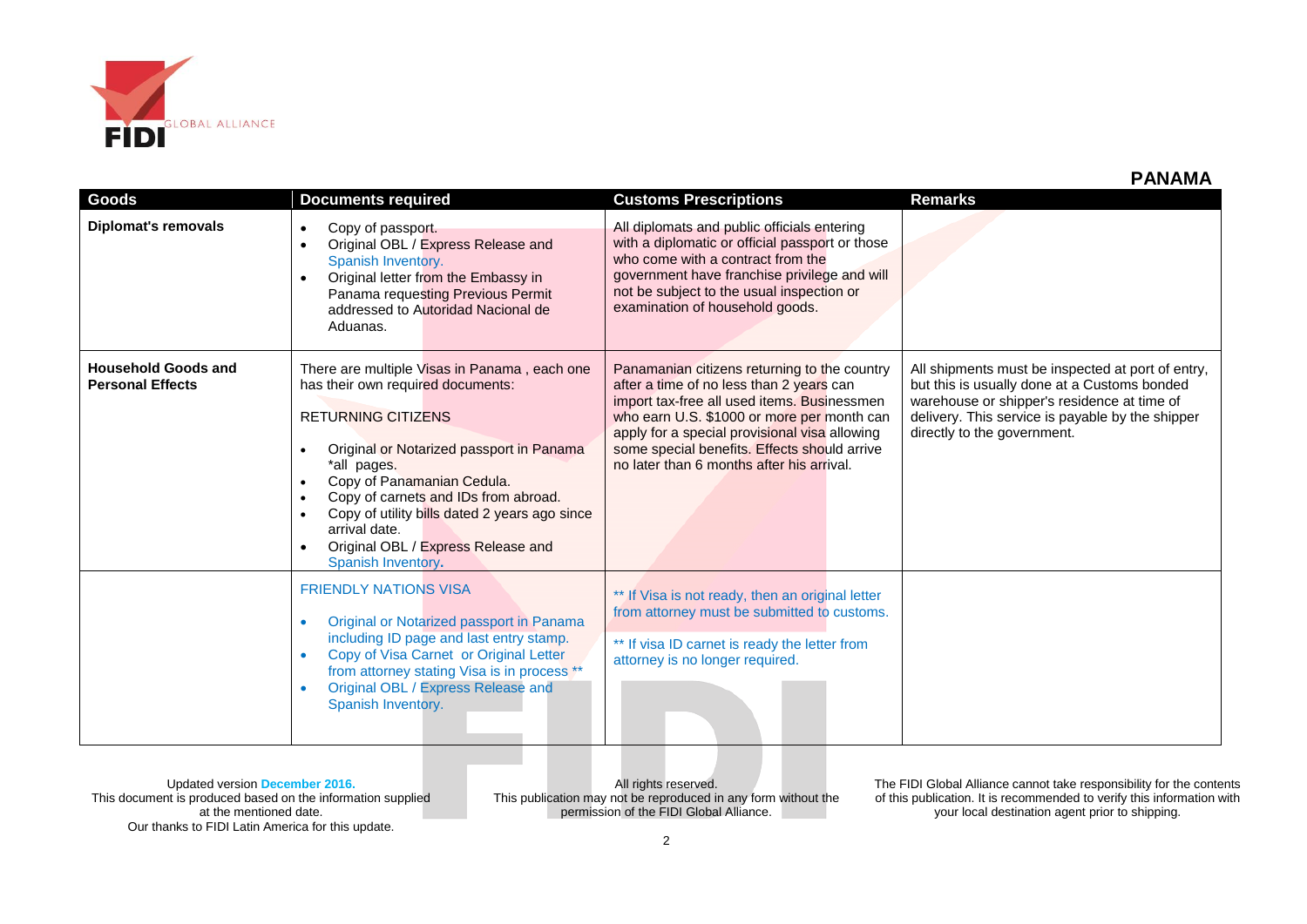## PANAMA

| Goods | Documents required | Customs Prescriptions | Remarks |
|---|---|---|---|
| **Diplomat's removals** | • Copy of passport.<br>• Original OBL / Express Release and Spanish Inventory.<br>• Original letter from the Embassy in Panama requesting Previous Permit addressed to Autoridad Nacional de Aduanas. | All diplomats and public officials entering with a diplomatic or official passport or those who come with a contract from the government have franchise privilege and will not be subject to the usual inspection or examination of household goods. | |
| **Household Goods and Personal Effects** | There are multiple Visas in Panama , each one has their own required documents:<br><br>RETURNING CITIZENS<br><br>• Original or Notarized passport in Panama *all pages.<br>• Copy of Panamanian Cedula.<br>• Copy of carnets and IDs from abroad.<br>• Copy of utility bills dated 2 years ago since arrival date.<br>• Original OBL / Express Release and Spanish Inventory. | Panamanian citizens returning to the country after a time of no less than 2 years can import tax-free all used items. Businessmen who earn U.S. $1000 or more per month can apply for a special provisional visa allowing some special benefits. Effects should arrive no later than 6 months after his arrival. | All shipments must be inspected at port of entry, but this is usually done at a Customs bonded warehouse or shipper's residence at time of delivery. This service is payable by the shipper directly to the government. |
| | FRIENDLY NATIONS VISA<br><br>• Original or Notarized passport in Panama including ID page and last entry stamp.<br>• Copy of Visa Carnet or Original Letter from attorney stating Visa is in process **<br>• Original OBL / Express Release and Spanish Inventory. | ** If Visa is not ready, then an original letter from attorney must be submitted to customs.<br><br>** If visa ID carnet is ready the letter from attorney is no longer required. | |

Updated version December 2016.
This document is produced based on the information supplied at the mentioned date.
Our thanks to FIDI Latin America for this update.

All rights reserved.
This publication may not be reproduced in any form without the permission of the FIDI Global Alliance.

The FIDI Global Alliance cannot take responsibility for the contents of this publication. It is recommended to verify this information with your local destination agent prior to shipping.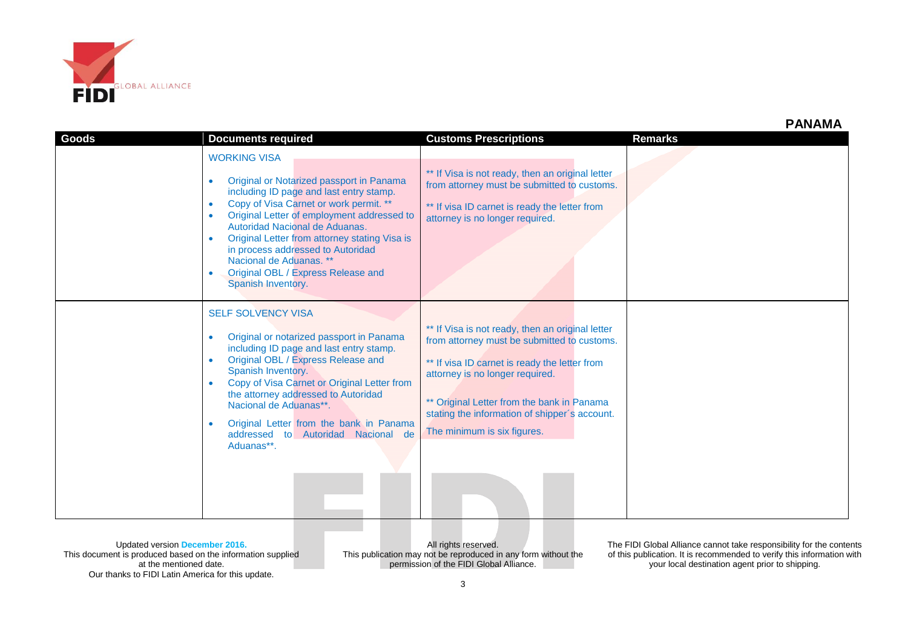## PANAMA

| Goods | Documents required | Customs Prescriptions | Remarks |
|---|---|---|---|
| | WORKING VISA<br><br>• Original or Notarized passport in Panama including ID page and last entry stamp.<br>• Copy of Visa Carnet or work permit. **<br>• Original Letter of employment addressed to Autoridad Nacional de Aduanas.<br>• Original Letter from attorney stating Visa is in process addressed to Autoridad Nacional de Aduanas. **<br>• Original OBL / Express Release and Spanish Inventory. | ** If Visa is not ready, then an original letter from attorney must be submitted to customs.<br><br>** If visa ID carnet is ready the letter from attorney is no longer required. | |
| | SELF SOLVENCY VISA<br><br>• Original or notarized passport in Panama including ID page and last entry stamp.<br>• Original OBL / Express Release and Spanish Inventory.<br>• Copy of Visa Carnet or Original Letter from the attorney addressed to Autoridad Nacional de Aduanas**.<br>• Original Letter from the bank in Panama addressed to Autoridad Nacional de Aduanas**. | ** If Visa is not ready, then an original letter from attorney must be submitted to customs.<br><br>** If visa ID carnet is ready the letter from attorney is no longer required.<br><br>** Original Letter from the bank in Panama stating the information of shipper´s account. The minimum is six figures. | |

Updated version December 2016.
This document is produced based on the information supplied at the mentioned date.
Our thanks to FIDI Latin America for this update.

All rights reserved.
This publication may not be reproduced in any form without the permission of the FIDI Global Alliance.

The FIDI Global Alliance cannot take responsibility for the contents of this publication. It is recommended to verify this information with your local destination agent prior to shipping.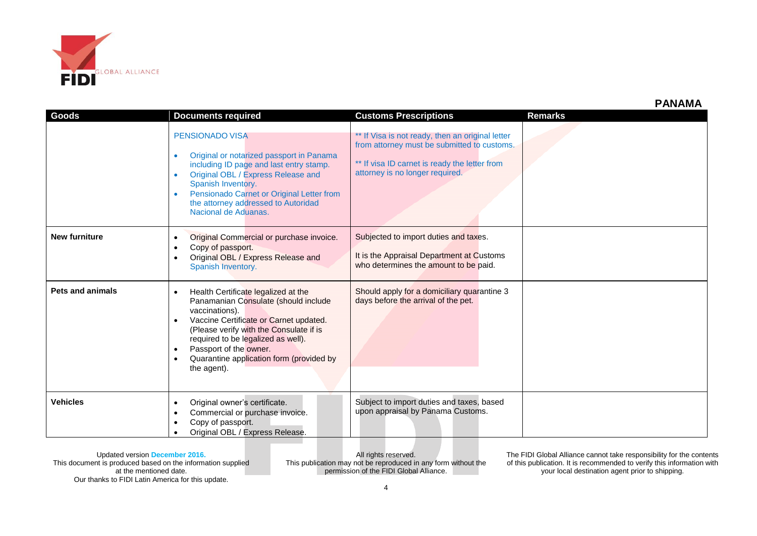## PANAMA

| Goods | Documents required | Customs Prescriptions | Remarks |
|---|---|---|---|
| | PENSIONADO VISA<br>• Original or notarized passport in Panama including ID page and last entry stamp.<br>• Original OBL / Express Release and Spanish Inventory.<br>• Pensionado Carnet or Original Letter from the attorney addressed to Autoridad Nacional de Aduanas. | ** If Visa is not ready, then an original letter from attorney must be submitted to customs.<br>** If visa ID carnet is ready the letter from attorney is no longer required. | |
| **New furniture** | • Original Commercial or purchase invoice.<br>• Copy of passport.<br>• Original OBL / Express Release and Spanish Inventory. | Subjected to import duties and taxes.<br>It is the Appraisal Department at Customs who determines the amount to be paid. | |
| **Pets and animals** | • Health Certificate legalized at the Panamanian Consulate (should include vaccinations).<br>• Vaccine Certificate or Carnet updated. (Please verify with the Consulate if is required to be legalized as well).<br>• Passport of the owner.<br>• Quarantine application form (provided by the agent). | Should apply for a domiciliary quarantine 3 days before the arrival of the pet. | |
| **Vehicles** | • Original owner's certificate.<br>• Commercial or purchase invoice.<br>• Copy of passport.<br>• Original OBL / Express Release. | Subject to import duties and taxes, based upon appraisal by Panama Customs. | |

Updated version December 2016.
This document is produced based on the information supplied at the mentioned date.
Our thanks to FIDI Latin America for this update.

All rights reserved.
This publication may not be reproduced in any form without the permission of the FIDI Global Alliance.

The FIDI Global Alliance cannot take responsibility for the contents of this publication. It is recommended to verify this information with your local destination agent prior to shipping.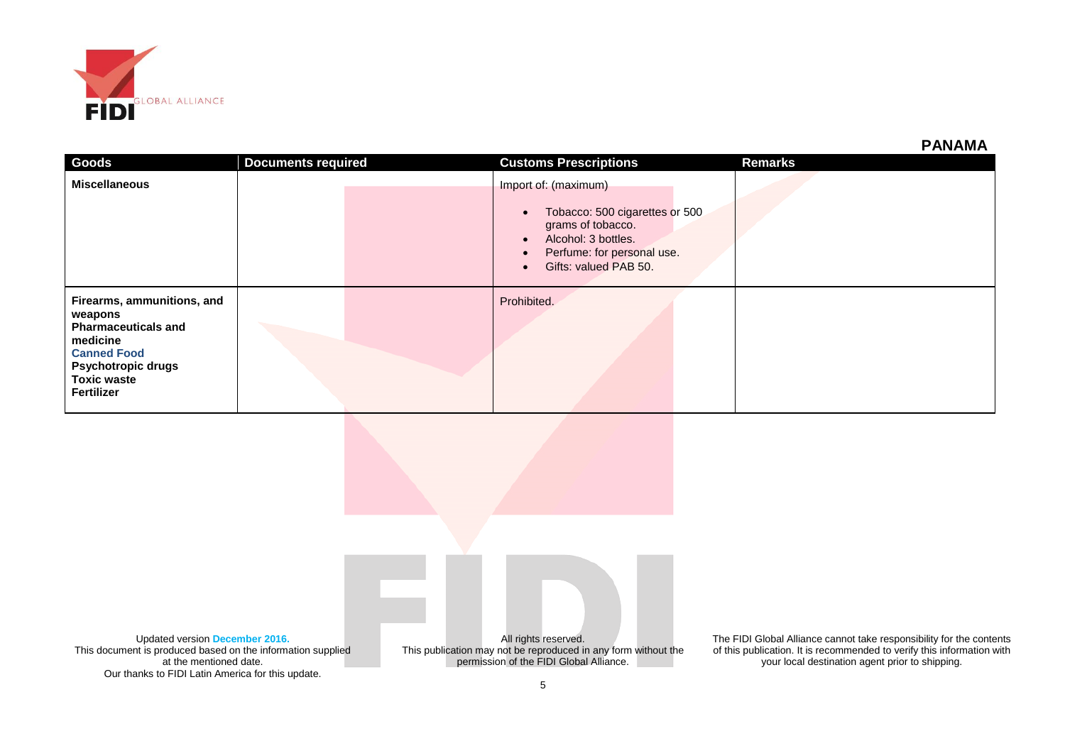# PANAMA

| Goods | Documents required | Customs Prescriptions | Remarks |
|---|---|---|---|
| **Miscellaneous** | | Import of: (maximum)<br>• Tobacco: 500 cigarettes or 500 grams of tobacco.<br>• Alcohol: 3 bottles.<br>• Perfume: for personal use.<br>• Gifts: valued PAB 50. | |
| **Firearms, ammunitions, and weapons**<br>**Pharmaceuticals and medicine**<br>**Canned Food**<br>**Psychotropic drugs**<br>**Toxic waste**<br>**Fertilizer** | | Prohibited. | |

Updated version December 2016.
This document is produced based on the information supplied at the mentioned date.
Our thanks to FIDI Latin America for this update.

All rights reserved.
This publication may not be reproduced in any form without the permission of the FIDI Global Alliance.

The FIDI Global Alliance cannot take responsibility for the contents of this publication. It is recommended to verify this information with your local destination agent prior to shipping.